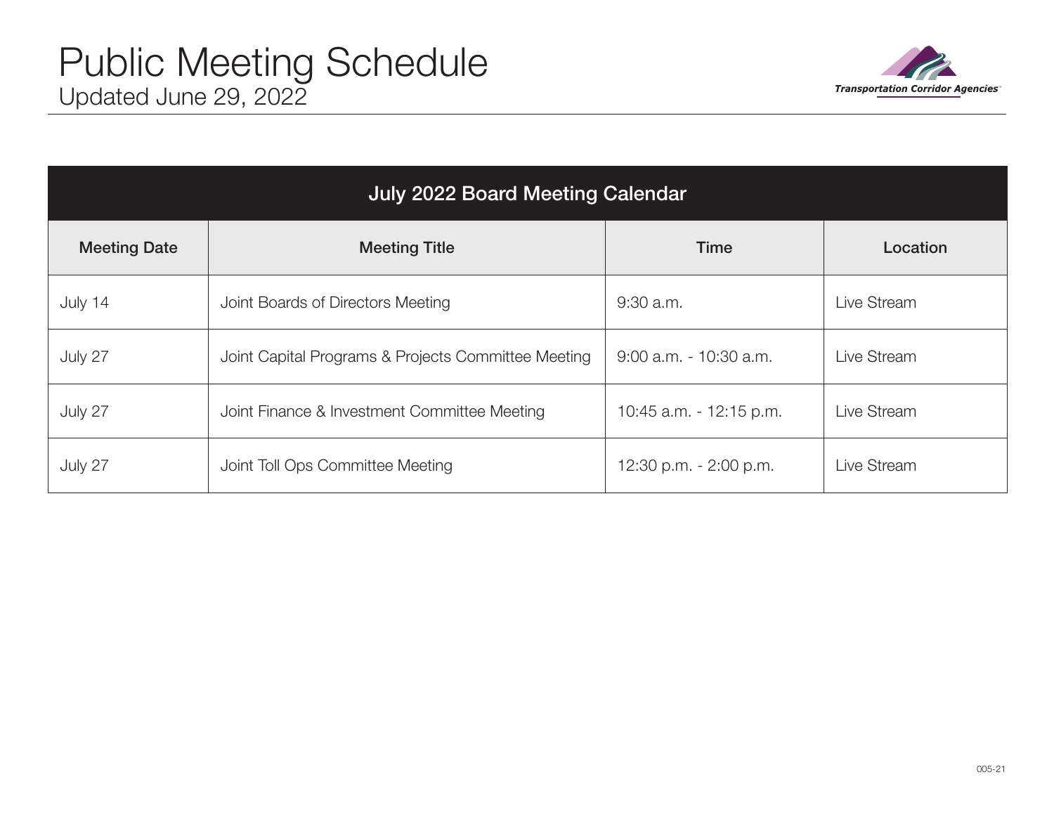# Public Meeting Schedule

Updated June 29, 2022

Transportation Corridor Agencies

| July 2022 Board Meeting Calendar | | | |
|---|---|---|---|
| **Meeting Date** | **Meeting Title** | **Time** | **Location** |
| July 14 | Joint Boards of Directors Meeting | 9:30 a.m. | Live Stream |
| July 27 | Joint Capital Programs & Projects Committee Meeting | 9:00 a.m. - 10:30 a.m. | Live Stream |
| July 27 | Joint Finance & Investment Committee Meeting | 10:45 a.m. - 12:15 p.m. | Live Stream |
| July 27 | Joint Toll Ops Committee Meeting | 12:30 p.m. - 2:00 p.m. | Live Stream |

005-21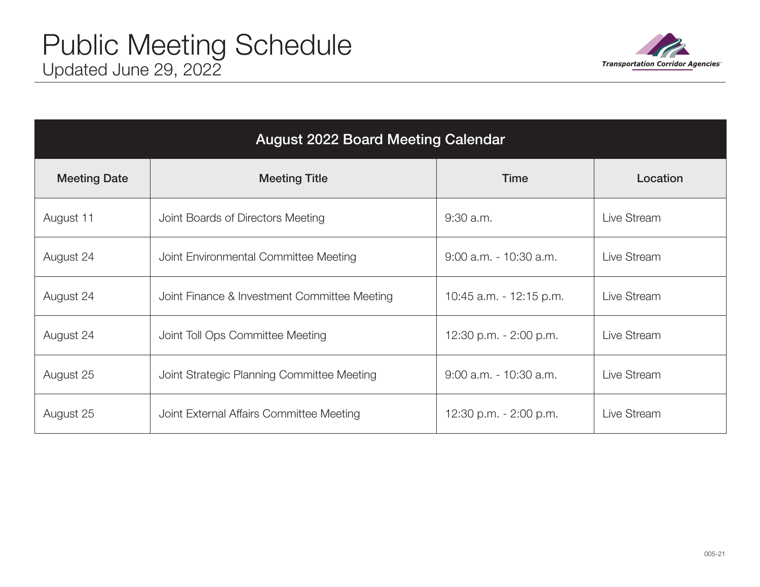# Public Meeting Schedule

Updated June 29, 2022

Transportation Corridor Agencies

| August 2022 Board Meeting Calendar | | | |
|---|---|---|---|
| **Meeting Date** | **Meeting Title** | **Time** | **Location** |
| August 11 | Joint Boards of Directors Meeting | 9:30 a.m. | Live Stream |
| August 24 | Joint Environmental Committee Meeting | 9:00 a.m. - 10:30 a.m. | Live Stream |
| August 24 | Joint Finance & Investment Committee Meeting | 10:45 a.m. - 12:15 p.m. | Live Stream |
| August 24 | Joint Toll Ops Committee Meeting | 12:30 p.m. - 2:00 p.m. | Live Stream |
| August 25 | Joint Strategic Planning Committee Meeting | 9:00 a.m. - 10:30 a.m. | Live Stream |
| August 25 | Joint External Affairs Committee Meeting | 12:30 p.m. - 2:00 p.m. | Live Stream |

005-21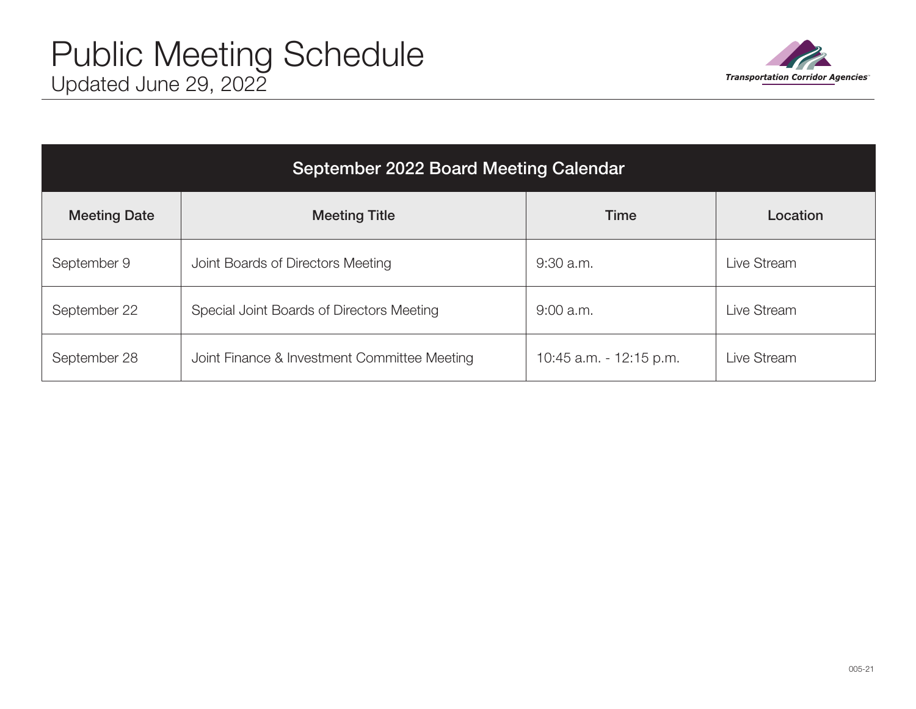# Public Meeting Schedule

Updated June 29, 2022

Transportation Corridor Agencies

| September 2022 Board Meeting Calendar | | | |
|---|---|---|---|
| **Meeting Date** | **Meeting Title** | **Time** | **Location** |
| September 9 | Joint Boards of Directors Meeting | 9:30 a.m. | Live Stream |
| September 22 | Special Joint Boards of Directors Meeting | 9:00 a.m. | Live Stream |
| September 28 | Joint Finance & Investment Committee Meeting | 10:45 a.m. - 12:15 p.m. | Live Stream |

005-21